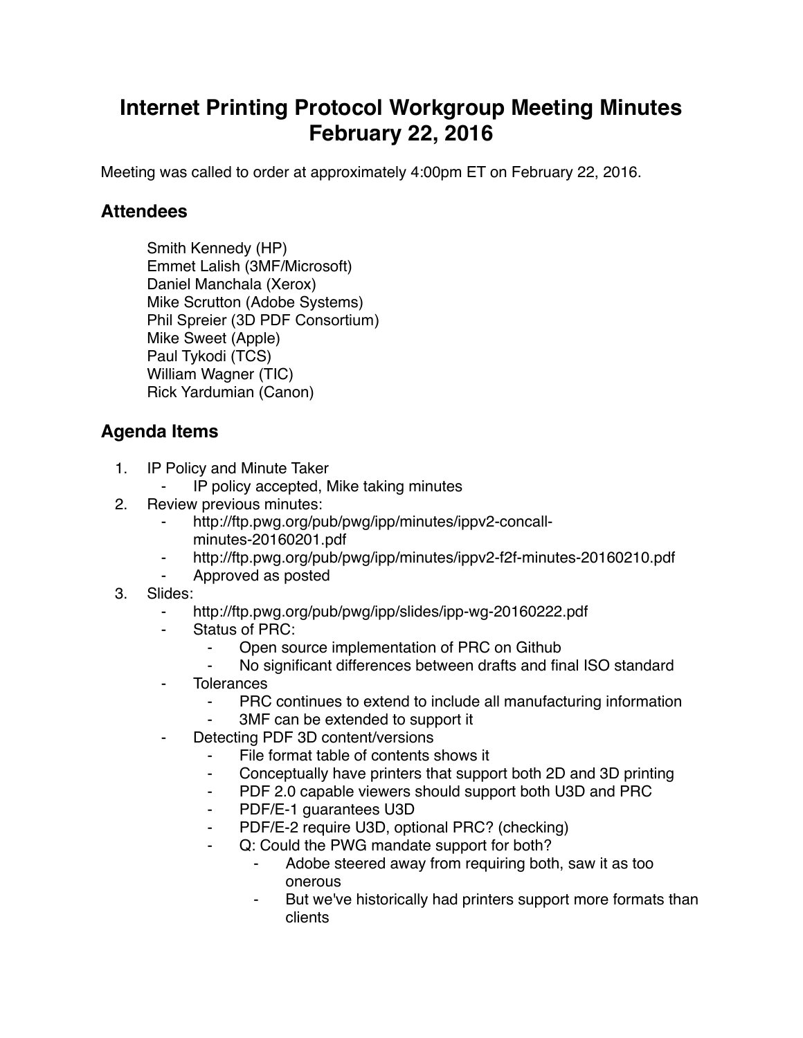# Internet Printing Protocol Workgroup Meeting Minutes February 22, 2016

Meeting was called to order at approximately 4:00pm ET on February 22, 2016.

## Attendees

Smith Kennedy (HP)
Emmet Lalish (3MF/Microsoft)
Daniel Manchala (Xerox)
Mike Scrutton (Adobe Systems)
Phil Spreier (3D PDF Consortium)
Mike Sweet (Apple)
Paul Tykodi (TCS)
William Wagner (TIC)
Rick Yardumian (Canon)

## Agenda Items

1. IP Policy and Minute Taker
    - IP policy accepted, Mike taking minutes
2. Review previous minutes:
    - http://ftp.pwg.org/pub/pwg/ipp/minutes/ippv2-concall-minutes-20160201.pdf
    - http://ftp.pwg.org/pub/pwg/ipp/minutes/ippv2-f2f-minutes-20160210.pdf
    - Approved as posted
3. Slides:
    - http://ftp.pwg.org/pub/pwg/ipp/slides/ipp-wg-20160222.pdf
    - Status of PRC:
        - Open source implementation of PRC on Github
        - No significant differences between drafts and final ISO standard
    - Tolerances
        - PRC continues to extend to include all manufacturing information
        - 3MF can be extended to support it
    - Detecting PDF 3D content/versions
        - File format table of contents shows it
        - Conceptually have printers that support both 2D and 3D printing
        - PDF 2.0 capable viewers should support both U3D and PRC
        - PDF/E-1 guarantees U3D
        - PDF/E-2 require U3D, optional PRC? (checking)
        - Q: Could the PWG mandate support for both?
            - Adobe steered away from requiring both, saw it as too onerous
            - But we've historically had printers support more formats than clients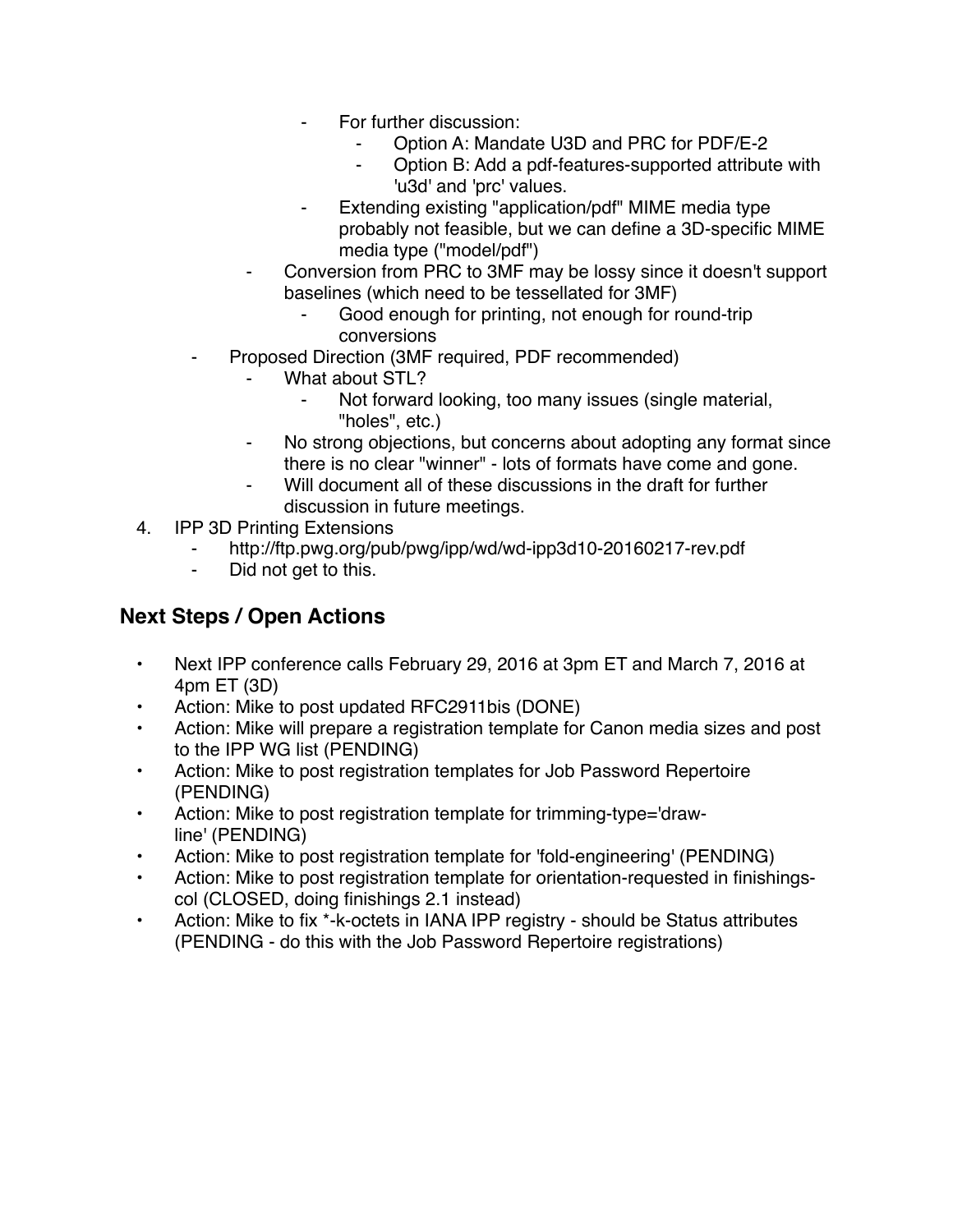- For further discussion:
            - Option A: Mandate U3D and PRC for PDF/E-2
            - Option B: Add a pdf-features-supported attribute with 'u3d' and 'prc' values.
        - Extending existing "application/pdf" MIME media type probably not feasible, but we can define a 3D-specific MIME media type ("model/pdf")
    - Conversion from PRC to 3MF may be lossy since it doesn't support baselines (which need to be tessellated for 3MF)
        - Good enough for printing, not enough for round-trip conversions
- Proposed Direction (3MF required, PDF recommended)
    - What about STL?
        - Not forward looking, too many issues (single material, "holes", etc.)
    - No strong objections, but concerns about adopting any format since there is no clear "winner" - lots of formats have come and gone.
    - Will document all of these discussions in the draft for further discussion in future meetings.

4. IPP 3D Printing Extensions
    - http://ftp.pwg.org/pub/pwg/ipp/wd/wd-ipp3d10-20160217-rev.pdf
    - Did not get to this.

## Next Steps / Open Actions

- Next IPP conference calls February 29, 2016 at 3pm ET and March 7, 2016 at 4pm ET (3D)
- Action: Mike to post updated RFC2911bis (DONE)
- Action: Mike will prepare a registration template for Canon media sizes and post to the IPP WG list (PENDING)
- Action: Mike to post registration templates for Job Password Repertoire (PENDING)
- Action: Mike to post registration template for trimming-type='draw-line' (PENDING)
- Action: Mike to post registration template for 'fold-engineering' (PENDING)
- Action: Mike to post registration template for orientation-requested in finishings-col (CLOSED, doing finishings 2.1 instead)
- Action: Mike to fix *-k-octets in IANA IPP registry - should be Status attributes (PENDING - do this with the Job Password Repertoire registrations)